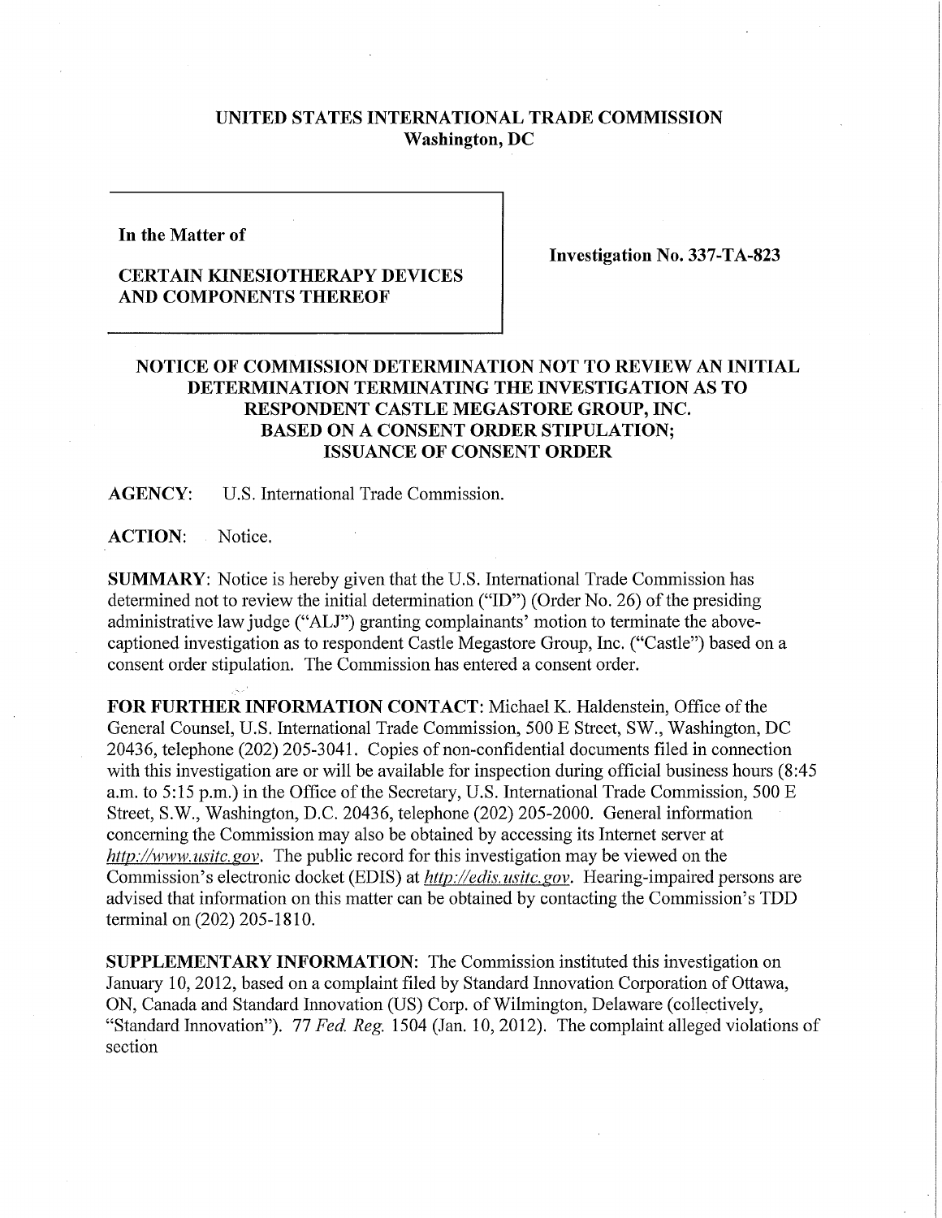**UNITED STATES INTERNATIONAL TRADE COMMISSION**
**Washington, DC**

**In the Matter of**

**CERTAIN KINESIOTHERAPY DEVICES AND COMPONENTS THEREOF**

**Investigation No. 337-TA-823**

## NOTICE OF COMMISSION DETERMINATION NOT TO REVIEW AN INITIAL DETERMINATION TERMINATING THE INVESTIGATION AS TO RESPONDENT CASTLE MEGASTORE GROUP, INC. BASED ON A CONSENT ORDER STIPULATION; ISSUANCE OF CONSENT ORDER

**AGENCY:** U.S. International Trade Commission.

**ACTION:** Notice.

**SUMMARY:** Notice is hereby given that the U.S. International Trade Commission has determined not to review the initial determination ("ID") (Order No. 26) of the presiding administrative law judge ("ALJ") granting complainants' motion to terminate the above-captioned investigation as to respondent Castle Megastore Group, Inc. ("Castle") based on a consent order stipulation. The Commission has entered a consent order.

**FOR FURTHER INFORMATION CONTACT:** Michael K. Haldenstein, Office of the General Counsel, U.S. International Trade Commission, 500 E Street, SW., Washington, DC 20436, telephone (202) 205-3041. Copies of non-confidential documents filed in connection with this investigation are or will be available for inspection during official business hours (8:45 a.m. to 5:15 p.m.) in the Office of the Secretary, U.S. International Trade Commission, 500 E Street, S.W., Washington, D.C. 20436, telephone (202) 205-2000. General information concerning the Commission may also be obtained by accessing its Internet server at *http://www.usitc.gov*. The public record for this investigation may be viewed on the Commission's electronic docket (EDIS) at *http://edis.usitc.gov*. Hearing-impaired persons are advised that information on this matter can be obtained by contacting the Commission's TDD terminal on (202) 205-1810.

**SUPPLEMENTARY INFORMATION:** The Commission instituted this investigation on January 10, 2012, based on a complaint filed by Standard Innovation Corporation of Ottawa, ON, Canada and Standard Innovation (US) Corp. of Wilmington, Delaware (collectively, "Standard Innovation"). 77 *Fed. Reg.* 1504 (Jan. 10, 2012). The complaint alleged violations of section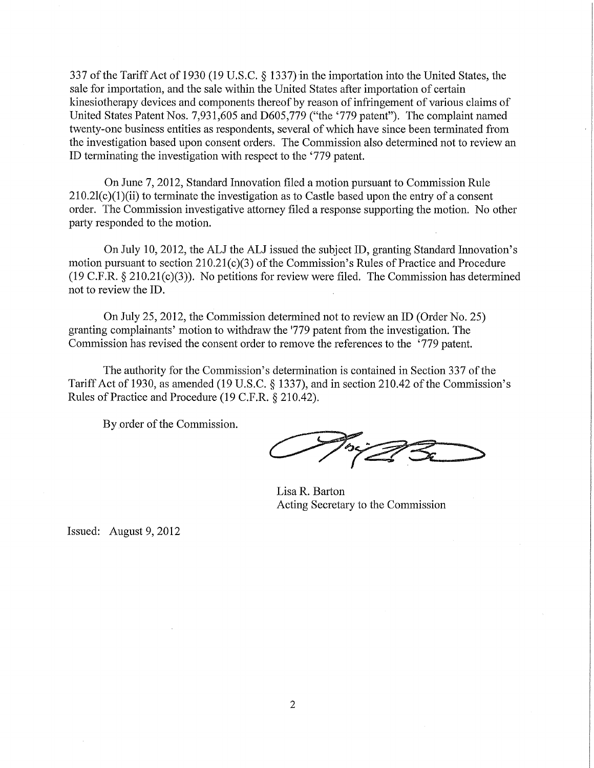337 of the Tariff Act of 1930 (19 U.S.C. § 1337) in the importation into the United States, the sale for importation, and the sale within the United States after importation of certain kinesiotherapy devices and components thereof by reason of infringement of various claims of United States Patent Nos. 7,931,605 and D605,779 ("the '779 patent"). The complaint named twenty-one business entities as respondents, several of which have since been terminated from the investigation based upon consent orders. The Commission also determined not to review an ID terminating the investigation with respect to the '779 patent.

On June 7, 2012, Standard Innovation filed a motion pursuant to Commission Rule 210.2l(c)(1)(ii) to terminate the investigation as to Castle based upon the entry of a consent order. The Commission investigative attorney filed a response supporting the motion. No other party responded to the motion.

On July 10, 2012, the ALJ the ALJ issued the subject ID, granting Standard Innovation's motion pursuant to section 210.21(c)(3) of the Commission's Rules of Practice and Procedure (19 C.F.R. § 210.21(c)(3)). No petitions for review were filed. The Commission has determined not to review the ID.

On July 25, 2012, the Commission determined not to review an ID (Order No. 25) granting complainants' motion to withdraw the '779 patent from the investigation. The Commission has revised the consent order to remove the references to the '779 patent.

The authority for the Commission's determination is contained in Section 337 of the Tariff Act of 1930, as amended (19 U.S.C. § 1337), and in section 210.42 of the Commission's Rules of Practice and Procedure (19 C.F.R. § 210.42).

By order of the Commission.

Lisa R. Barton
Acting Secretary to the Commission

Issued: August 9, 2012